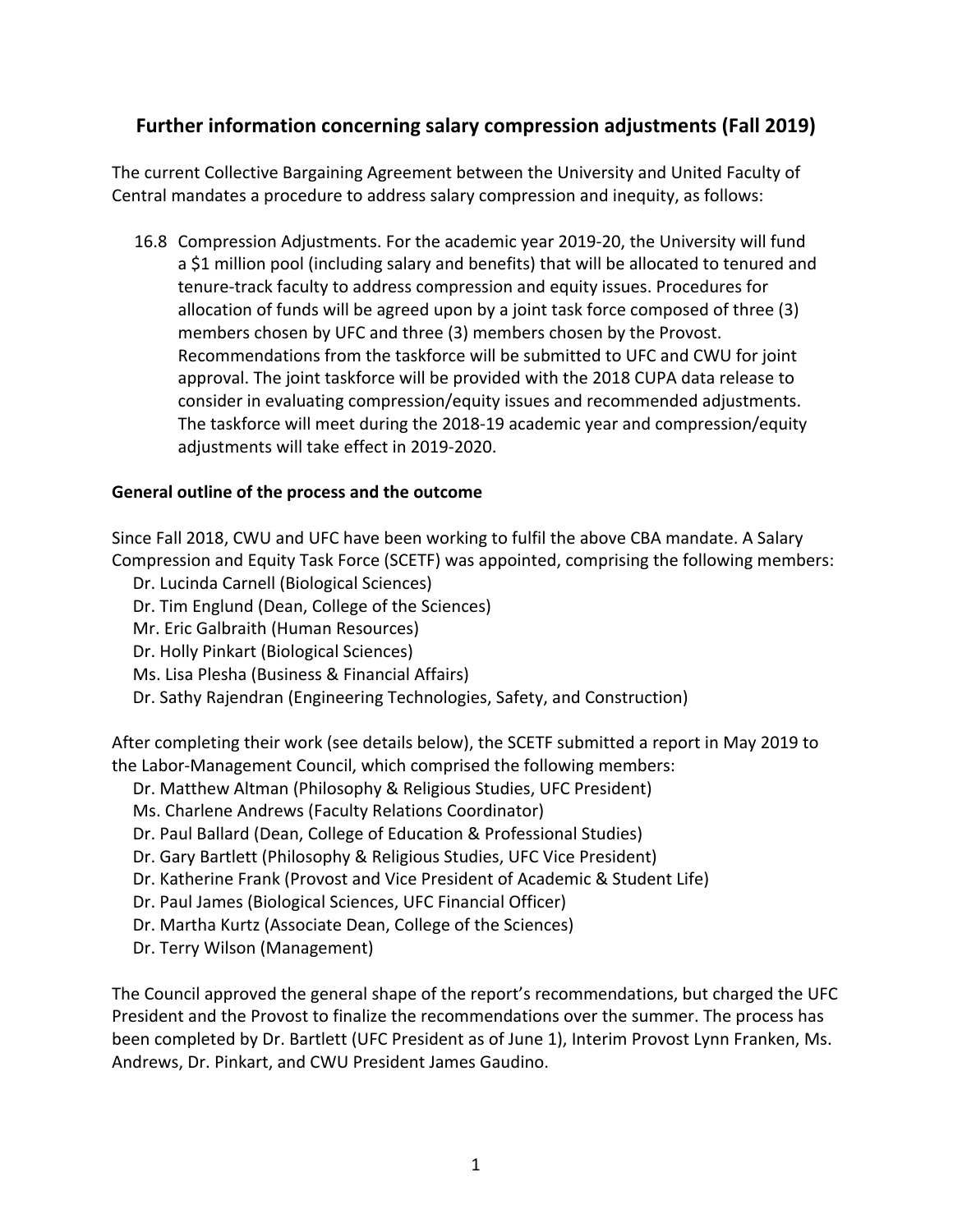## Further information concerning salary compression adjustments (Fall 2019)

The current Collective Bargaining Agreement between the University and United Faculty of Central mandates a procedure to address salary compression and inequity, as follows:

> 16.8 Compression Adjustments. For the academic year 2019-20, the University will fund a $1 million pool (including salary and benefits) that will be allocated to tenured and tenure-track faculty to address compression and equity issues. Procedures for allocation of funds will be agreed upon by a joint task force composed of three (3) members chosen by UFC and three (3) members chosen by the Provost. Recommendations from the taskforce will be submitted to UFC and CWU for joint approval. The joint taskforce will be provided with the 2018 CUPA data release to consider in evaluating compression/equity issues and recommended adjustments. The taskforce will meet during the 2018-19 academic year and compression/equity adjustments will take effect in 2019-2020.

### General outline of the process and the outcome

Since Fall 2018, CWU and UFC have been working to fulfil the above CBA mandate. A Salary Compression and Equity Task Force (SCETF) was appointed, comprising the following members:

- Dr. Lucinda Carnell (Biological Sciences)
- Dr. Tim Englund (Dean, College of the Sciences)
- Mr. Eric Galbraith (Human Resources)
- Dr. Holly Pinkart (Biological Sciences)
- Ms. Lisa Plesha (Business & Financial Affairs)
- Dr. Sathy Rajendran (Engineering Technologies, Safety, and Construction)

After completing their work (see details below), the SCETF submitted a report in May 2019 to the Labor-Management Council, which comprised the following members:

- Dr. Matthew Altman (Philosophy & Religious Studies, UFC President)
- Ms. Charlene Andrews (Faculty Relations Coordinator)
- Dr. Paul Ballard (Dean, College of Education & Professional Studies)
- Dr. Gary Bartlett (Philosophy & Religious Studies, UFC Vice President)
- Dr. Katherine Frank (Provost and Vice President of Academic & Student Life)
- Dr. Paul James (Biological Sciences, UFC Financial Officer)
- Dr. Martha Kurtz (Associate Dean, College of the Sciences)
- Dr. Terry Wilson (Management)

The Council approved the general shape of the report's recommendations, but charged the UFC President and the Provost to finalize the recommendations over the summer. The process has been completed by Dr. Bartlett (UFC President as of June 1), Interim Provost Lynn Franken, Ms. Andrews, Dr. Pinkart, and CWU President James Gaudino.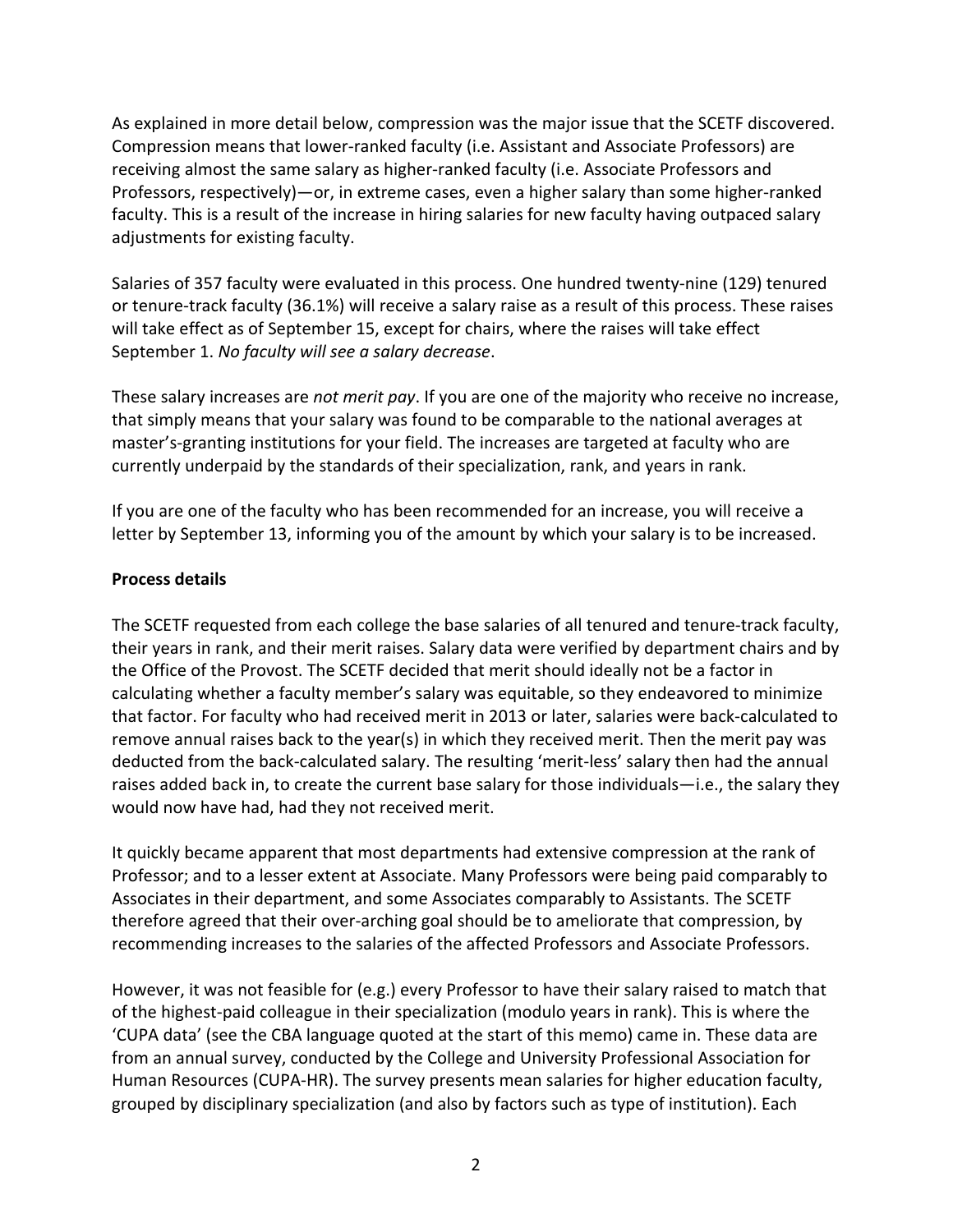As explained in more detail below, compression was the major issue that the SCETF discovered. Compression means that lower-ranked faculty (i.e. Assistant and Associate Professors) are receiving almost the same salary as higher-ranked faculty (i.e. Associate Professors and Professors, respectively)—or, in extreme cases, even a higher salary than some higher-ranked faculty. This is a result of the increase in hiring salaries for new faculty having outpaced salary adjustments for existing faculty.

Salaries of 357 faculty were evaluated in this process. One hundred twenty-nine (129) tenured or tenure-track faculty (36.1%) will receive a salary raise as a result of this process. These raises will take effect as of September 15, except for chairs, where the raises will take effect September 1. *No faculty will see a salary decrease*.

These salary increases are *not merit pay*. If you are one of the majority who receive no increase, that simply means that your salary was found to be comparable to the national averages at master's-granting institutions for your field. The increases are targeted at faculty who are currently underpaid by the standards of their specialization, rank, and years in rank.

If you are one of the faculty who has been recommended for an increase, you will receive a letter by September 13, informing you of the amount by which your salary is to be increased.

**Process details**

The SCETF requested from each college the base salaries of all tenured and tenure-track faculty, their years in rank, and their merit raises. Salary data were verified by department chairs and by the Office of the Provost. The SCETF decided that merit should ideally not be a factor in calculating whether a faculty member's salary was equitable, so they endeavored to minimize that factor. For faculty who had received merit in 2013 or later, salaries were back-calculated to remove annual raises back to the year(s) in which they received merit. Then the merit pay was deducted from the back-calculated salary. The resulting 'merit-less' salary then had the annual raises added back in, to create the current base salary for those individuals—i.e., the salary they would now have had, had they not received merit.

It quickly became apparent that most departments had extensive compression at the rank of Professor; and to a lesser extent at Associate. Many Professors were being paid comparably to Associates in their department, and some Associates comparably to Assistants. The SCETF therefore agreed that their over-arching goal should be to ameliorate that compression, by recommending increases to the salaries of the affected Professors and Associate Professors.

However, it was not feasible for (e.g.) every Professor to have their salary raised to match that of the highest-paid colleague in their specialization (modulo years in rank). This is where the 'CUPA data' (see the CBA language quoted at the start of this memo) came in. These data are from an annual survey, conducted by the College and University Professional Association for Human Resources (CUPA-HR). The survey presents mean salaries for higher education faculty, grouped by disciplinary specialization (and also by factors such as type of institution). Each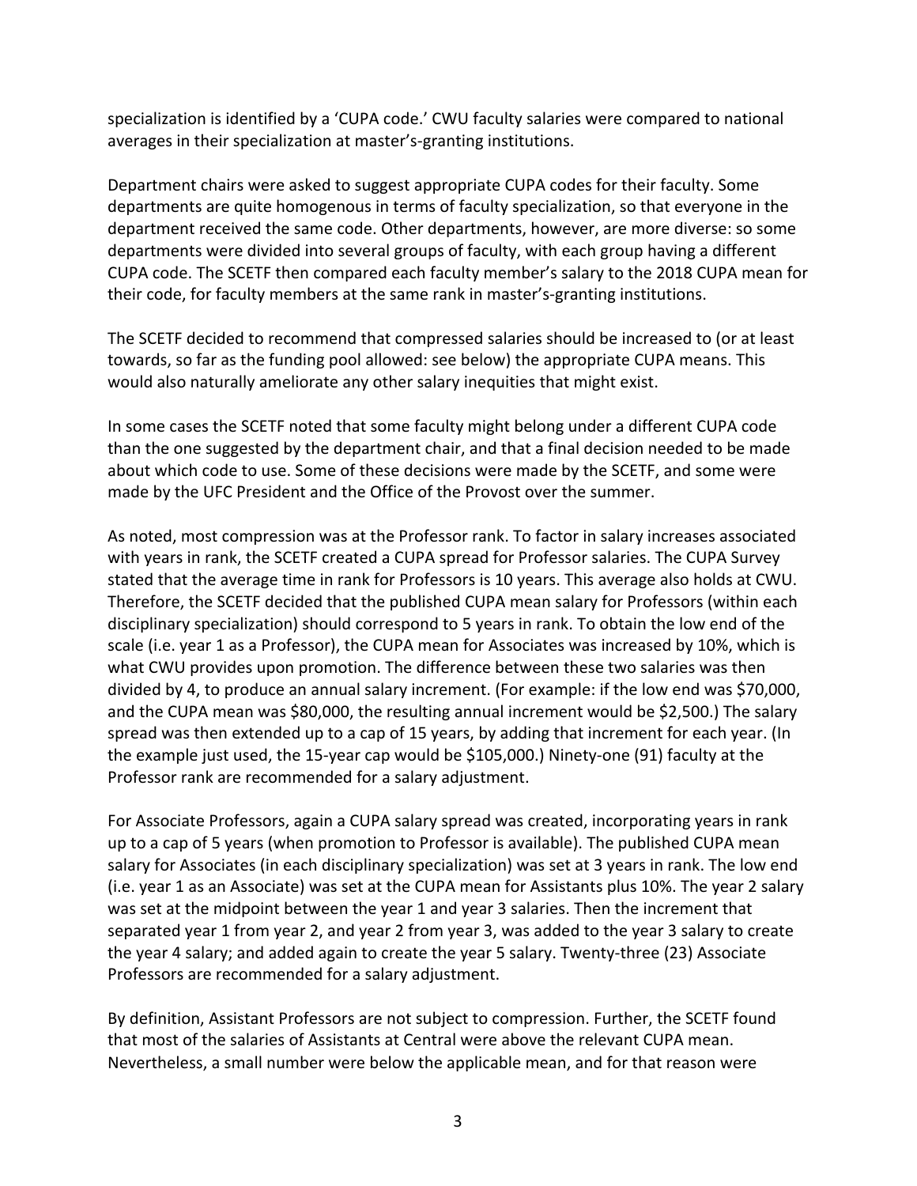specialization is identified by a 'CUPA code.' CWU faculty salaries were compared to national averages in their specialization at master's-granting institutions.

Department chairs were asked to suggest appropriate CUPA codes for their faculty. Some departments are quite homogenous in terms of faculty specialization, so that everyone in the department received the same code. Other departments, however, are more diverse: so some departments were divided into several groups of faculty, with each group having a different CUPA code. The SCETF then compared each faculty member's salary to the 2018 CUPA mean for their code, for faculty members at the same rank in master's-granting institutions.

The SCETF decided to recommend that compressed salaries should be increased to (or at least towards, so far as the funding pool allowed: see below) the appropriate CUPA means. This would also naturally ameliorate any other salary inequities that might exist.

In some cases the SCETF noted that some faculty might belong under a different CUPA code than the one suggested by the department chair, and that a final decision needed to be made about which code to use. Some of these decisions were made by the SCETF, and some were made by the UFC President and the Office of the Provost over the summer.

As noted, most compression was at the Professor rank. To factor in salary increases associated with years in rank, the SCETF created a CUPA spread for Professor salaries. The CUPA Survey stated that the average time in rank for Professors is 10 years. This average also holds at CWU. Therefore, the SCETF decided that the published CUPA mean salary for Professors (within each disciplinary specialization) should correspond to 5 years in rank. To obtain the low end of the scale (i.e. year 1 as a Professor), the CUPA mean for Associates was increased by 10%, which is what CWU provides upon promotion. The difference between these two salaries was then divided by 4, to produce an annual salary increment. (For example: if the low end was $70,000, and the CUPA mean was $80,000, the resulting annual increment would be $2,500.) The salary spread was then extended up to a cap of 15 years, by adding that increment for each year. (In the example just used, the 15-year cap would be $105,000.) Ninety-one (91) faculty at the Professor rank are recommended for a salary adjustment.

For Associate Professors, again a CUPA salary spread was created, incorporating years in rank up to a cap of 5 years (when promotion to Professor is available). The published CUPA mean salary for Associates (in each disciplinary specialization) was set at 3 years in rank. The low end (i.e. year 1 as an Associate) was set at the CUPA mean for Assistants plus 10%. The year 2 salary was set at the midpoint between the year 1 and year 3 salaries. Then the increment that separated year 1 from year 2, and year 2 from year 3, was added to the year 3 salary to create the year 4 salary; and added again to create the year 5 salary. Twenty-three (23) Associate Professors are recommended for a salary adjustment.

By definition, Assistant Professors are not subject to compression. Further, the SCETF found that most of the salaries of Assistants at Central were above the relevant CUPA mean. Nevertheless, a small number were below the applicable mean, and for that reason were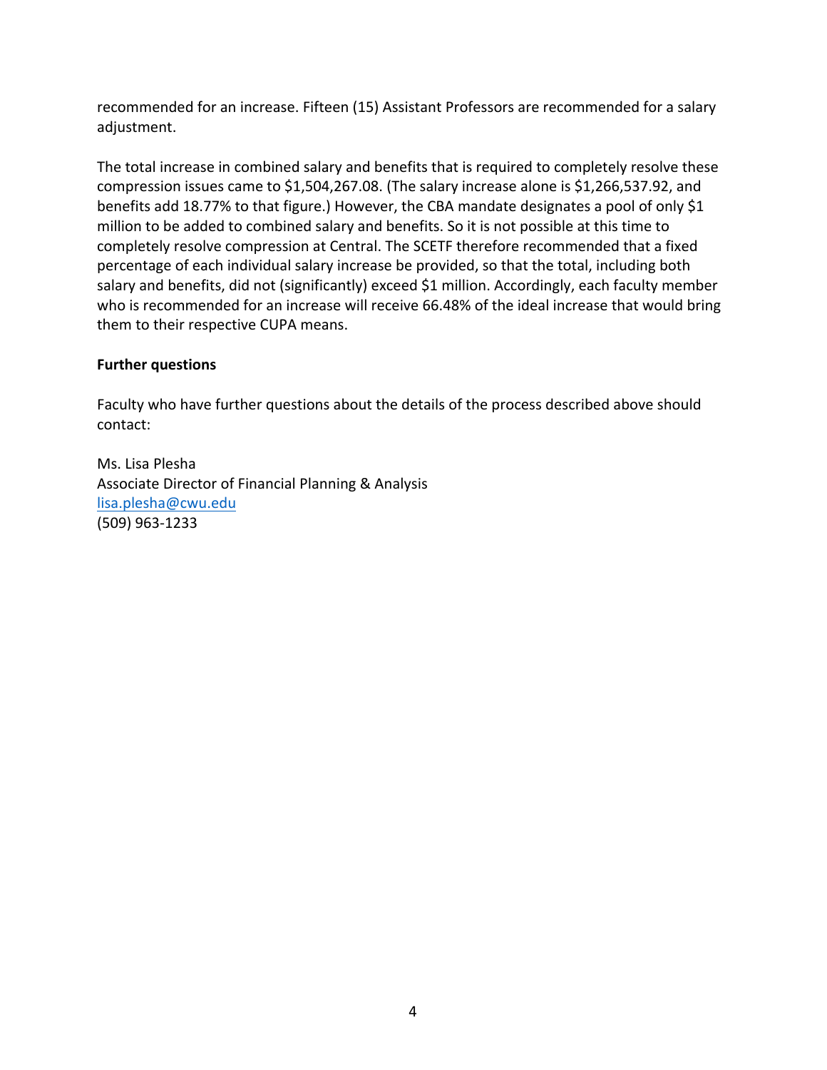recommended for an increase. Fifteen (15) Assistant Professors are recommended for a salary adjustment.

The total increase in combined salary and benefits that is required to completely resolve these compression issues came to $1,504,267.08. (The salary increase alone is $1,266,537.92, and benefits add 18.77% to that figure.) However, the CBA mandate designates a pool of only $1 million to be added to combined salary and benefits. So it is not possible at this time to completely resolve compression at Central. The SCETF therefore recommended that a fixed percentage of each individual salary increase be provided, so that the total, including both salary and benefits, did not (significantly) exceed $1 million. Accordingly, each faculty member who is recommended for an increase will receive 66.48% of the ideal increase that would bring them to their respective CUPA means.

**Further questions**

Faculty who have further questions about the details of the process described above should contact:

Ms. Lisa Plesha
Associate Director of Financial Planning & Analysis
lisa.plesha@cwu.edu
(509) 963-1233